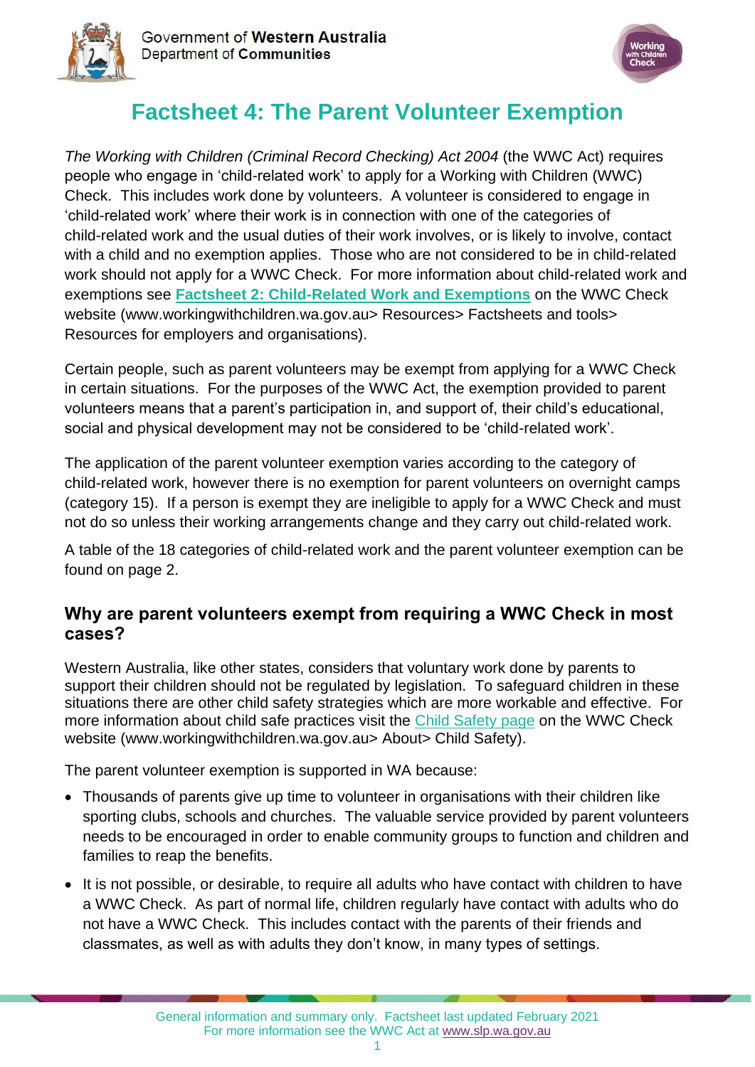# Factsheet 4: The Parent Volunteer Exemption

*The Working with Children (Criminal Record Checking) Act 2004* (the WWC Act) requires people who engage in 'child-related work' to apply for a Working with Children (WWC) Check. This includes work done by volunteers. A volunteer is considered to engage in 'child-related work' where their work is in connection with one of the categories of child-related work and the usual duties of their work involves, or is likely to involve, contact with a child and no exemption applies. Those who are not considered to be in child-related work should not apply for a WWC Check. For more information about child-related work and exemptions see **Factsheet 2: Child-Related Work and Exemptions** on the WWC Check website (www.workingwithchildren.wa.gov.au> Resources> Factsheets and tools> Resources for employers and organisations).

Certain people, such as parent volunteers may be exempt from applying for a WWC Check in certain situations. For the purposes of the WWC Act, the exemption provided to parent volunteers means that a parent's participation in, and support of, their child's educational, social and physical development may not be considered to be 'child-related work'.

The application of the parent volunteer exemption varies according to the category of child-related work, however there is no exemption for parent volunteers on overnight camps (category 15). If a person is exempt they are ineligible to apply for a WWC Check and must not do so unless their working arrangements change and they carry out child-related work.

A table of the 18 categories of child-related work and the parent volunteer exemption can be found on page 2.

## Why are parent volunteers exempt from requiring a WWC Check in most cases?

Western Australia, like other states, considers that voluntary work done by parents to support their children should not be regulated by legislation. To safeguard children in these situations there are other child safety strategies which are more workable and effective. For more information about child safe practices visit the Child Safety page on the WWC Check website (www.workingwithchildren.wa.gov.au> About> Child Safety).

The parent volunteer exemption is supported in WA because:

- Thousands of parents give up time to volunteer in organisations with their children like sporting clubs, schools and churches. The valuable service provided by parent volunteers needs to be encouraged in order to enable community groups to function and children and families to reap the benefits.
- It is not possible, or desirable, to require all adults who have contact with children to have a WWC Check. As part of normal life, children regularly have contact with adults who do not have a WWC Check. This includes contact with the parents of their friends and classmates, as well as with adults they don't know, in many types of settings.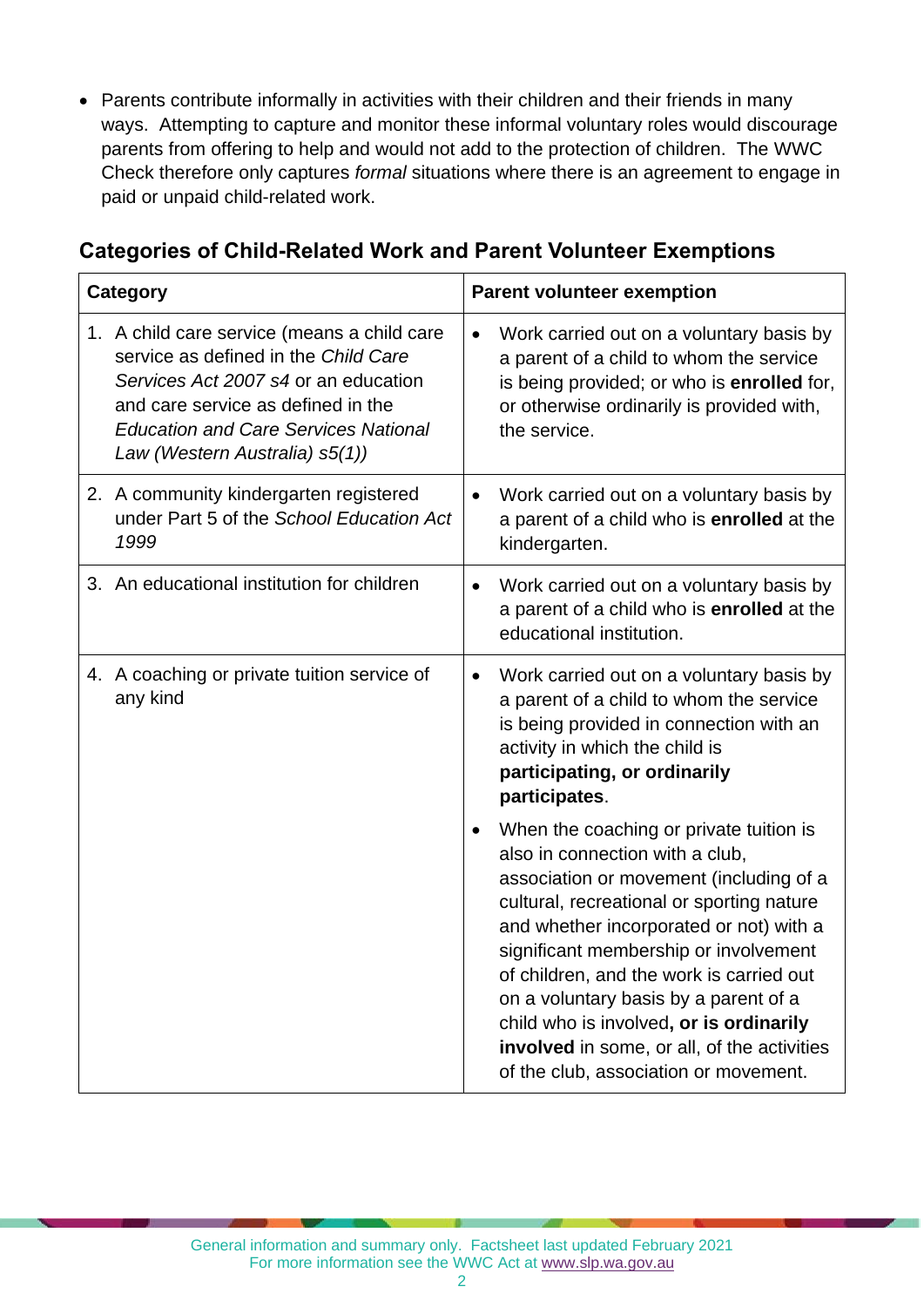- Parents contribute informally in activities with their children and their friends in many ways. Attempting to capture and monitor these informal voluntary roles would discourage parents from offering to help and would not add to the protection of children. The WWC Check therefore only captures *formal* situations where there is an agreement to engage in paid or unpaid child-related work.

## Categories of Child-Related Work and Parent Volunteer Exemptions

| Category | Parent volunteer exemption |
|---|---|
| 1. A child care service (means a child care service as defined in the *Child Care Services Act 2007 s4* or an education and care service as defined in the *Education and Care Services National Law (Western Australia) s5(1))* | • Work carried out on a voluntary basis by a parent of a child to whom the service is being provided; or who is **enrolled** for, or otherwise ordinarily is provided with, the service. |
| 2. A community kindergarten registered under Part 5 of the *School Education Act 1999* | • Work carried out on a voluntary basis by a parent of a child who is **enrolled** at the kindergarten. |
| 3. An educational institution for children | • Work carried out on a voluntary basis by a parent of a child who is **enrolled** at the educational institution. |
| 4. A coaching or private tuition service of any kind | • Work carried out on a voluntary basis by a parent of a child to whom the service is being provided in connection with an activity in which the child is **participating, or ordinarily participates**.<br><br>• When the coaching or private tuition is also in connection with a club, association or movement (including of a cultural, recreational or sporting nature and whether incorporated or not) with a significant membership or involvement of children, and the work is carried out on a voluntary basis by a parent of a child who is involved**, or is ordinarily involved** in some, or all, of the activities of the club, association or movement. |

General information and summary only. Factsheet last updated February 2021
For more information see the WWC Act at www.slp.wa.gov.au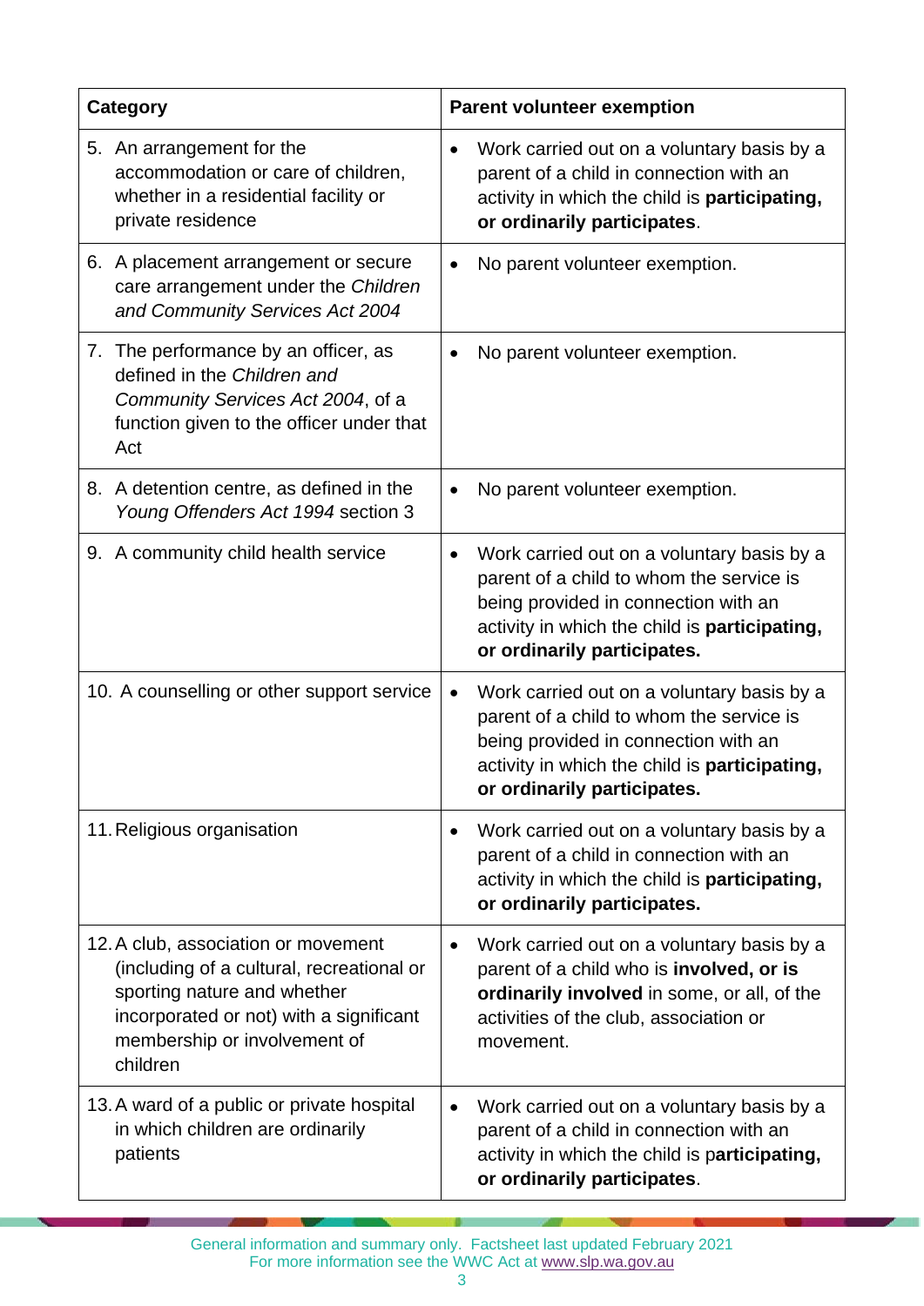| Category | Parent volunteer exemption |
| --- | --- |
| 5. An arrangement for the accommodation or care of children, whether in a residential facility or private residence | • Work carried out on a voluntary basis by a parent of a child in connection with an activity in which the child is **participating, or ordinarily participates**. |
| 6. A placement arrangement or secure care arrangement under the *Children and Community Services Act 2004* | • No parent volunteer exemption. |
| 7. The performance by an officer, as defined in the *Children and Community Services Act 2004*, of a function given to the officer under that Act | • No parent volunteer exemption. |
| 8. A detention centre, as defined in the *Young Offenders Act 1994* section 3 | • No parent volunteer exemption. |
| 9. A community child health service | • Work carried out on a voluntary basis by a parent of a child to whom the service is being provided in connection with an activity in which the child is **participating, or ordinarily participates.** |
| 10. A counselling or other support service | • Work carried out on a voluntary basis by a parent of a child to whom the service is being provided in connection with an activity in which the child is **participating, or ordinarily participates.** |
| 11. Religious organisation | • Work carried out on a voluntary basis by a parent of a child in connection with an activity in which the child is **participating, or ordinarily participates.** |
| 12. A club, association or movement (including of a cultural, recreational or sporting nature and whether incorporated or not) with a significant membership or involvement of children | • Work carried out on a voluntary basis by a parent of a child who is **involved, or is ordinarily involved** in some, or all, of the activities of the club, association or movement. |
| 13. A ward of a public or private hospital in which children are ordinarily patients | • Work carried out on a voluntary basis by a parent of a child in connection with an activity in which the child is p**articipating, or ordinarily participates**. |

General information and summary only. Factsheet last updated February 2021
For more information see the WWC Act at www.slp.wa.gov.au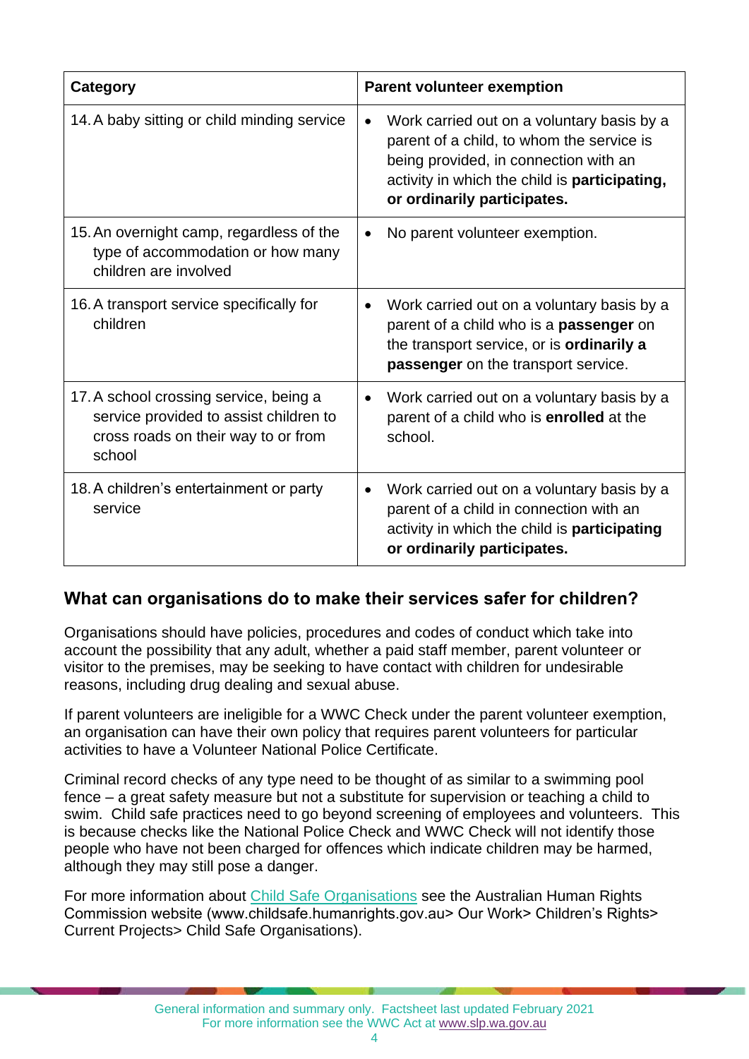| Category | Parent volunteer exemption |
|---|---|
| 14. A baby sitting or child minding service | • Work carried out on a voluntary basis by a parent of a child, to whom the service is being provided, in connection with an activity in which the child is **participating, or ordinarily participates.** |
| 15. An overnight camp, regardless of the type of accommodation or how many children are involved | • No parent volunteer exemption. |
| 16. A transport service specifically for children | • Work carried out on a voluntary basis by a parent of a child who is a **passenger** on the transport service, or is **ordinarily a passenger** on the transport service. |
| 17. A school crossing service, being a service provided to assist children to cross roads on their way to or from school | • Work carried out on a voluntary basis by a parent of a child who is **enrolled** at the school. |
| 18. A children's entertainment or party service | • Work carried out on a voluntary basis by a parent of a child in connection with an activity in which the child is **participating or ordinarily participates.** |

## What can organisations do to make their services safer for children?

Organisations should have policies, procedures and codes of conduct which take into account the possibility that any adult, whether a paid staff member, parent volunteer or visitor to the premises, may be seeking to have contact with children for undesirable reasons, including drug dealing and sexual abuse.

If parent volunteers are ineligible for a WWC Check under the parent volunteer exemption, an organisation can have their own policy that requires parent volunteers for particular activities to have a Volunteer National Police Certificate.

Criminal record checks of any type need to be thought of as similar to a swimming pool fence – a great safety measure but not a substitute for supervision or teaching a child to swim. Child safe practices need to go beyond screening of employees and volunteers. This is because checks like the National Police Check and WWC Check will not identify those people who have not been charged for offences which indicate children may be harmed, although they may still pose a danger.

For more information about Child Safe Organisations see the Australian Human Rights Commission website (www.childsafe.humanrights.gov.au> Our Work> Children's Rights> Current Projects> Child Safe Organisations).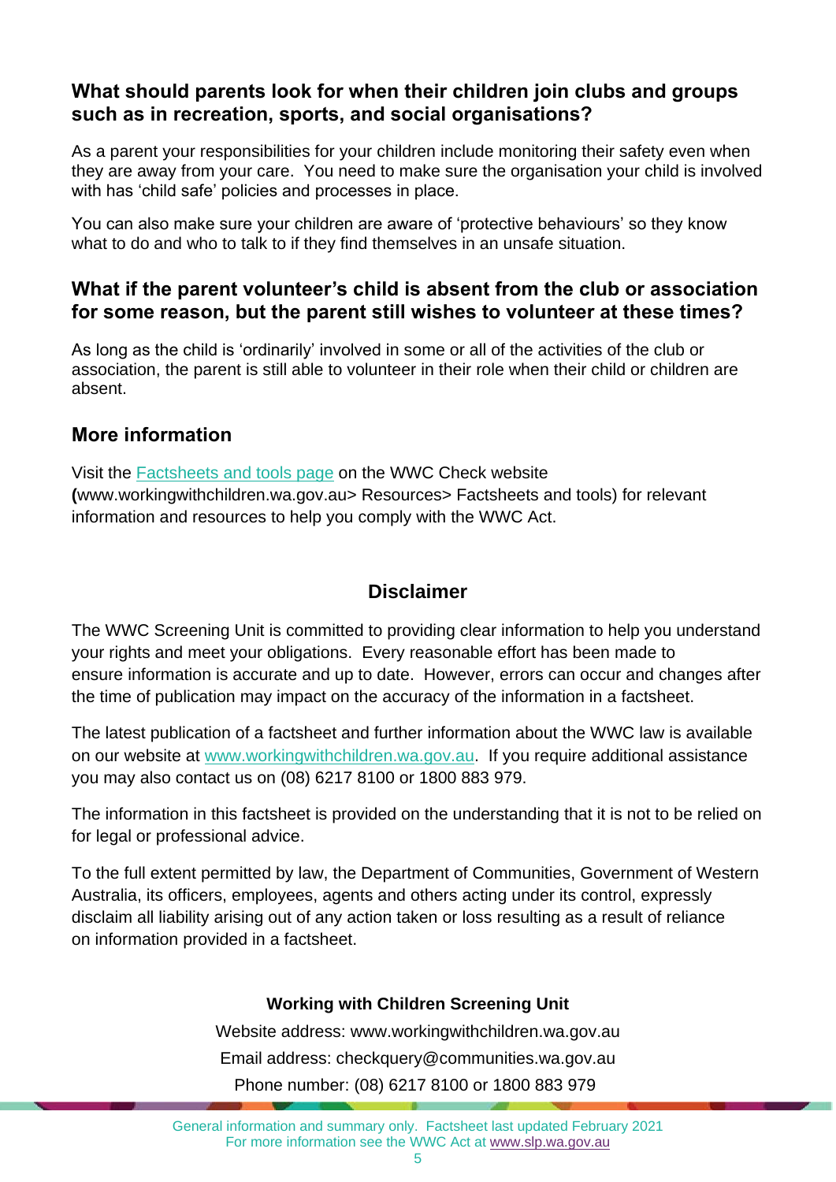## What should parents look for when their children join clubs and groups such as in recreation, sports, and social organisations?

As a parent your responsibilities for your children include monitoring their safety even when they are away from your care. You need to make sure the organisation your child is involved with has 'child safe' policies and processes in place.

You can also make sure your children are aware of 'protective behaviours' so they know what to do and who to talk to if they find themselves in an unsafe situation.

## What if the parent volunteer's child is absent from the club or association for some reason, but the parent still wishes to volunteer at these times?

As long as the child is 'ordinarily' involved in some or all of the activities of the club or association, the parent is still able to volunteer in their role when their child or children are absent.

## More information

Visit the Factsheets and tools page on the WWC Check website **(**www.workingwithchildren.wa.gov.au> Resources> Factsheets and tools) for relevant information and resources to help you comply with the WWC Act.

## Disclaimer

The WWC Screening Unit is committed to providing clear information to help you understand your rights and meet your obligations. Every reasonable effort has been made to ensure information is accurate and up to date. However, errors can occur and changes after the time of publication may impact on the accuracy of the information in a factsheet.

The latest publication of a factsheet and further information about the WWC law is available on our website at www.workingwithchildren.wa.gov.au. If you require additional assistance you may also contact us on (08) 6217 8100 or 1800 883 979.

The information in this factsheet is provided on the understanding that it is not to be relied on for legal or professional advice.

To the full extent permitted by law, the Department of Communities, Government of Western Australia, its officers, employees, agents and others acting under its control, expressly disclaim all liability arising out of any action taken or loss resulting as a result of reliance on information provided in a factsheet.

**Working with Children Screening Unit**

Website address: www.workingwithchildren.wa.gov.au

Email address: checkquery@communities.wa.gov.au

Phone number: (08) 6217 8100 or 1800 883 979

General information and summary only. Factsheet last updated February 2021
For more information see the WWC Act at www.slp.wa.gov.au